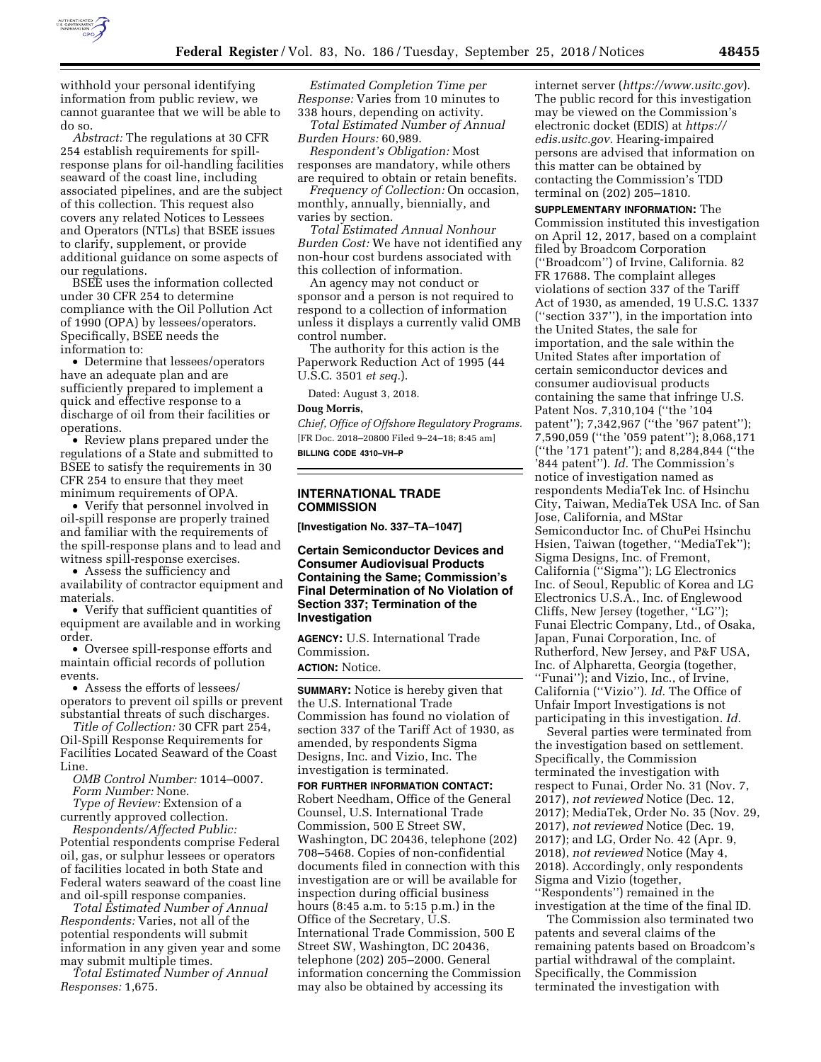withhold your personal identifying information from public review, we cannot guarantee that we will be able to do so.

*Abstract:* The regulations at 30 CFR 254 establish requirements for spill-response plans for oil-handling facilities seaward of the coast line, including associated pipelines, and are the subject of this collection. This request also covers any related Notices to Lessees and Operators (NTLs) that BSEE issues to clarify, supplement, or provide additional guidance on some aspects of our regulations.

BSEE uses the information collected under 30 CFR 254 to determine compliance with the Oil Pollution Act of 1990 (OPA) by lessees/operators. Specifically, BSEE needs the information to:

- Determine that lessees/operators have an adequate plan and are sufficiently prepared to implement a quick and effective response to a discharge of oil from their facilities or operations.
- Review plans prepared under the regulations of a State and submitted to BSEE to satisfy the requirements in 30 CFR 254 to ensure that they meet minimum requirements of OPA.
- Verify that personnel involved in oil-spill response are properly trained and familiar with the requirements of the spill-response plans and to lead and witness spill-response exercises.
- Assess the sufficiency and availability of contractor equipment and materials.
- Verify that sufficient quantities of equipment are available and in working order.
- Oversee spill-response efforts and maintain official records of pollution events.
- Assess the efforts of lessees/operators to prevent oil spills or prevent substantial threats of such discharges.

*Title of Collection:* 30 CFR part 254, Oil-Spill Response Requirements for Facilities Located Seaward of the Coast Line.

*OMB Control Number:* 1014–0007.

*Form Number:* None.

*Type of Review:* Extension of a currently approved collection.

*Respondents/Affected Public:* Potential respondents comprise Federal oil, gas, or sulphur lessees or operators of facilities located in both State and Federal waters seaward of the coast line and oil-spill response companies.

*Total Estimated Number of Annual Respondents:* Varies, not all of the potential respondents will submit information in any given year and some may submit multiple times.

*Total Estimated Number of Annual Responses:* 1,675.

*Estimated Completion Time per Response:* Varies from 10 minutes to 338 hours, depending on activity.

*Total Estimated Number of Annual Burden Hours:* 60,989.

*Respondent's Obligation:* Most responses are mandatory, while others are required to obtain or retain benefits.

*Frequency of Collection:* On occasion, monthly, annually, biennially, and varies by section.

*Total Estimated Annual Nonhour Burden Cost:* We have not identified any non-hour cost burdens associated with this collection of information.

An agency may not conduct or sponsor and a person is not required to respond to a collection of information unless it displays a currently valid OMB control number.

The authority for this action is the Paperwork Reduction Act of 1995 (44 U.S.C. 3501 *et seq.*).

Dated: August 3, 2018.

**Doug Morris,**

*Chief, Office of Offshore Regulatory Programs.*

[FR Doc. 2018–20800 Filed 9–24–18; 8:45 am]

**BILLING CODE 4310–VH–P**

## INTERNATIONAL TRADE COMMISSION

**[Investigation No. 337–TA–1047]**

### Certain Semiconductor Devices and Consumer Audiovisual Products Containing the Same; Commission's Final Determination of No Violation of Section 337; Termination of the Investigation

**AGENCY:** U.S. International Trade Commission.

**ACTION:** Notice.

**SUMMARY:** Notice is hereby given that the U.S. International Trade Commission has found no violation of section 337 of the Tariff Act of 1930, as amended, by respondents Sigma Designs, Inc. and Vizio, Inc. The investigation is terminated.

**FOR FURTHER INFORMATION CONTACT:** Robert Needham, Office of the General Counsel, U.S. International Trade Commission, 500 E Street SW, Washington, DC 20436, telephone (202) 708–5468. Copies of non-confidential documents filed in connection with this investigation are or will be available for inspection during official business hours (8:45 a.m. to 5:15 p.m.) in the Office of the Secretary, U.S. International Trade Commission, 500 E Street SW, Washington, DC 20436, telephone (202) 205–2000. General information concerning the Commission may also be obtained by accessing its internet server (*https://www.usitc.gov*). The public record for this investigation may be viewed on the Commission's electronic docket (EDIS) at *https://edis.usitc.gov.* Hearing-impaired persons are advised that information on this matter can be obtained by contacting the Commission's TDD terminal on (202) 205–1810.

**SUPPLEMENTARY INFORMATION:** The Commission instituted this investigation on April 12, 2017, based on a complaint filed by Broadcom Corporation (''Broadcom'') of Irvine, California. 82 FR 17688. The complaint alleges violations of section 337 of the Tariff Act of 1930, as amended, 19 U.S.C. 1337 (''section 337''), in the importation into the United States, the sale for importation, and the sale within the United States after importation of certain semiconductor devices and consumer audiovisual products containing the same that infringe U.S. Patent Nos. 7,310,104 (''the '104 patent''); 7,342,967 (''the '967 patent''); 7,590,059 (''the '059 patent''); 8,068,171 (''the '171 patent''); and 8,284,844 (''the '844 patent''). *Id.* The Commission's notice of investigation named as respondents MediaTek Inc. of Hsinchu City, Taiwan, MediaTek USA Inc. of San Jose, California, and MStar Semiconductor Inc. of ChuPei Hsinchu Hsien, Taiwan (together, ''MediaTek''); Sigma Designs, Inc. of Fremont, California (''Sigma''); LG Electronics Inc. of Seoul, Republic of Korea and LG Electronics U.S.A., Inc. of Englewood Cliffs, New Jersey (together, ''LG''); Funai Electric Company, Ltd., of Osaka, Japan, Funai Corporation, Inc. of Rutherford, New Jersey, and P&F USA, Inc. of Alpharetta, Georgia (together, ''Funai''); and Vizio, Inc., of Irvine, California (''Vizio''). *Id.* The Office of Unfair Import Investigations is not participating in this investigation. *Id.*

Several parties were terminated from the investigation based on settlement. Specifically, the Commission terminated the investigation with respect to Funai, Order No. 31 (Nov. 7, 2017), *not reviewed* Notice (Dec. 12, 2017); MediaTek, Order No. 35 (Nov. 29, 2017), *not reviewed* Notice (Dec. 19, 2017); and LG, Order No. 42 (Apr. 9, 2018), *not reviewed* Notice (May 4, 2018). Accordingly, only respondents Sigma and Vizio (together, ''Respondents'') remained in the investigation at the time of the final ID.

The Commission also terminated two patents and several claims of the remaining patents based on Broadcom's partial withdrawal of the complaint. Specifically, the Commission terminated the investigation with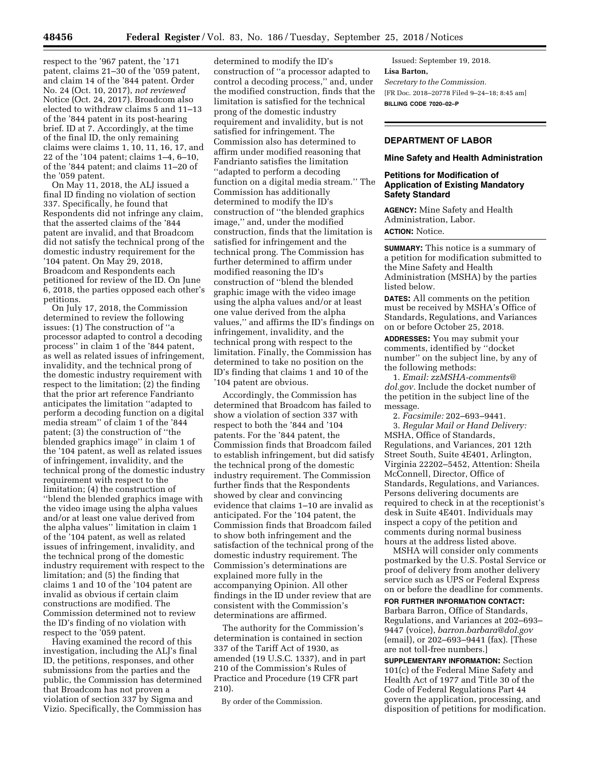respect to the '967 patent, the '171 patent, claims 21–30 of the '059 patent, and claim 14 of the '844 patent. Order No. 24 (Oct. 10, 2017), *not reviewed* Notice (Oct. 24, 2017). Broadcom also elected to withdraw claims 5 and 11–13 of the '844 patent in its post-hearing brief. ID at 7. Accordingly, at the time of the final ID, the only remaining claims were claims 1, 10, 11, 16, 17, and 22 of the '104 patent; claims 1–4, 6–10, of the '844 patent; and claims 11–20 of the '059 patent.

On May 11, 2018, the ALJ issued a final ID finding no violation of section 337. Specifically, he found that Respondents did not infringe any claim, that the asserted claims of the '844 patent are invalid, and that Broadcom did not satisfy the technical prong of the domestic industry requirement for the '104 patent. On May 29, 2018, Broadcom and Respondents each petitioned for review of the ID. On June 6, 2018, the parties opposed each other's petitions.

On July 17, 2018, the Commission determined to review the following issues: (1) The construction of ''a processor adapted to control a decoding process'' in claim 1 of the '844 patent, as well as related issues of infringement, invalidity, and the technical prong of the domestic industry requirement with respect to the limitation; (2) the finding that the prior art reference Fandrianto anticipates the limitation ''adapted to perform a decoding function on a digital media stream'' of claim 1 of the '844 patent; (3) the construction of ''the blended graphics image'' in claim 1 of the '104 patent, as well as related issues of infringement, invalidity, and the technical prong of the domestic industry requirement with respect to the limitation; (4) the construction of ''blend the blended graphics image with the video image using the alpha values and/or at least one value derived from the alpha values'' limitation in claim 1 of the '104 patent, as well as related issues of infringement, invalidity, and the technical prong of the domestic industry requirement with respect to the limitation; and (5) the finding that claims 1 and 10 of the '104 patent are invalid as obvious if certain claim constructions are modified. The Commission determined not to review the ID's finding of no violation with respect to the '059 patent.

Having examined the record of this investigation, including the ALJ's final ID, the petitions, responses, and other submissions from the parties and the public, the Commission has determined that Broadcom has not proven a violation of section 337 by Sigma and Vizio. Specifically, the Commission has determined to modify the ID's construction of ''a processor adapted to control a decoding process,'' and, under the modified construction, finds that the limitation is satisfied for the technical prong of the domestic industry requirement and invalidity, but is not satisfied for infringement. The Commission also has determined to affirm under modified reasoning that Fandrianto satisfies the limitation ''adapted to perform a decoding function on a digital media stream.'' The Commission has additionally determined to modify the ID's construction of ''the blended graphics image,'' and, under the modified construction, finds that the limitation is satisfied for infringement and the technical prong. The Commission has further determined to affirm under modified reasoning the ID's construction of ''blend the blended graphic image with the video image using the alpha values and/or at least one value derived from the alpha values,'' and affirms the ID's findings on infringement, invalidity, and the technical prong with respect to the limitation. Finally, the Commission has determined to take no position on the ID's finding that claims 1 and 10 of the '104 patent are obvious.

Accordingly, the Commission has determined that Broadcom has failed to show a violation of section 337 with respect to both the '844 and '104 patents. For the '844 patent, the Commission finds that Broadcom failed to establish infringement, but did satisfy the technical prong of the domestic industry requirement. The Commission further finds that the Respondents showed by clear and convincing evidence that claims 1–10 are invalid as anticipated. For the '104 patent, the Commission finds that Broadcom failed to show both infringement and the satisfaction of the technical prong of the domestic industry requirement. The Commission's determinations are explained more fully in the accompanying Opinion. All other findings in the ID under review that are consistent with the Commission's determinations are affirmed.

The authority for the Commission's determination is contained in section 337 of the Tariff Act of 1930, as amended (19 U.S.C. 1337), and in part 210 of the Commission's Rules of Practice and Procedure (19 CFR part 210).

By order of the Commission.

Issued: September 19, 2018.

**Lisa Barton,**

*Secretary to the Commission.*

[FR Doc. 2018–20778 Filed 9–24–18; 8:45 am]

**BILLING CODE 7020–02–P**

## DEPARTMENT OF LABOR

### Mine Safety and Health Administration

### Petitions for Modification of Application of Existing Mandatory Safety Standard

**AGENCY:** Mine Safety and Health Administration, Labor.

**ACTION:** Notice.

**SUMMARY:** This notice is a summary of a petition for modification submitted to the Mine Safety and Health Administration (MSHA) by the parties listed below.

**DATES:** All comments on the petition must be received by MSHA's Office of Standards, Regulations, and Variances on or before October 25, 2018.

**ADDRESSES:** You may submit your comments, identified by ''docket number'' on the subject line, by any of the following methods:

1. *Email: zzMSHA-comments@dol.gov.* Include the docket number of the petition in the subject line of the message.

2. *Facsimile:* 202–693–9441.

3. *Regular Mail or Hand Delivery:* MSHA, Office of Standards, Regulations, and Variances, 201 12th Street South, Suite 4E401, Arlington, Virginia 22202–5452, Attention: Sheila McConnell, Director, Office of Standards, Regulations, and Variances. Persons delivering documents are required to check in at the receptionist's desk in Suite 4E401. Individuals may inspect a copy of the petition and comments during normal business hours at the address listed above.

MSHA will consider only comments postmarked by the U.S. Postal Service or proof of delivery from another delivery service such as UPS or Federal Express on or before the deadline for comments.

**FOR FURTHER INFORMATION CONTACT:** Barbara Barron, Office of Standards, Regulations, and Variances at 202–693–9447 (voice), *barron.barbara@dol.gov* (email), or 202–693–9441 (fax). [These are not toll-free numbers.]

**SUPPLEMENTARY INFORMATION:** Section 101(c) of the Federal Mine Safety and Health Act of 1977 and Title 30 of the Code of Federal Regulations Part 44 govern the application, processing, and disposition of petitions for modification.